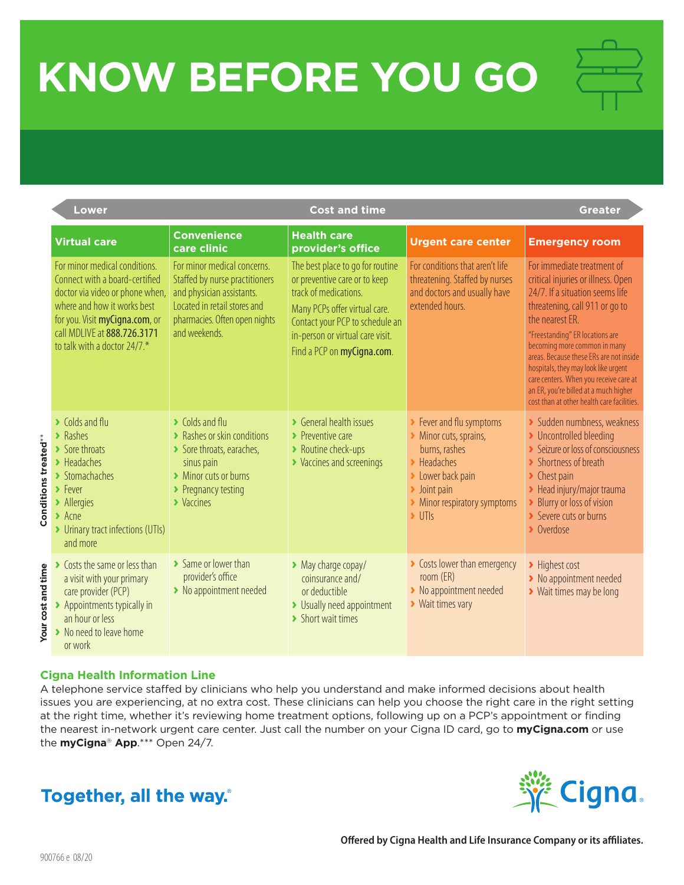# KNOW BEFORE YOU GO

Lower ← Cost and time → Greater

| | Virtual care | Convenience care clinic | Health care provider's office | Urgent care center | Emergency room |
|---|---|---|---|---|---|
| | For minor medical conditions. Connect with a board-certified doctor via video or phone when, where and how it works best for you. Visit **myCigna.com**, or call MDLIVE at **888.726.3171** to talk with a doctor 24/7.* | For minor medical concerns. Staffed by nurse practitioners and physician assistants. Located in retail stores and pharmacies. Often open nights and weekends. | The best place to go for routine or preventive care or to keep track of medications. Many PCPs offer virtual care. Contact your PCP to schedule an in-person or virtual care visit. Find a PCP on **myCigna.com**. | For conditions that aren't life threatening. Staffed by nurses and doctors and usually have extended hours. | For immediate treatment of critical injuries or illness. Open 24/7. If a situation seems life threatening, call 911 or go to the nearest ER. "Freestanding" ER locations are becoming more common in many areas. Because these ERs are not inside hospitals, they may look like urgent care centers. When you receive care at an ER, you're billed at a much higher cost than at other health care facilities. |
| **Conditions treated**** | Colds and flu; Rashes; Sore throats; Headaches; Stomachaches; Fever; Allergies; Acne; Urinary tract infections (UTIs) and more | Colds and flu; Rashes or skin conditions; Sore throats, earaches, sinus pain; Minor cuts or burns; Pregnancy testing; Vaccines | General health issues; Preventive care; Routine check-ups; Vaccines and screenings | Fever and flu symptoms; Minor cuts, sprains, burns, rashes; Headaches; Lower back pain; Joint pain; Minor respiratory symptoms; UTIs | Sudden numbness, weakness; Uncontrolled bleeding; Seizure or loss of consciousness; Shortness of breath; Chest pain; Head injury/major trauma; Blurry or loss of vision; Severe cuts or burns; Overdose |
| **Your cost and time** | Costs the same or less than a visit with your primary care provider (PCP); Appointments typically in an hour or less; No need to leave home or work | Same or lower than provider's office; No appointment needed | May charge copay/coinsurance and/or deductible; Usually need appointment; Short wait times | Costs lower than emergency room (ER); No appointment needed; Wait times vary | Highest cost; No appointment needed; Wait times may be long |

### Cigna Health Information Line

A telephone service staffed by clinicians who help you understand and make informed decisions about health issues you are experiencing, at no extra cost. These clinicians can help you choose the right care in the right setting at the right time, whether it's reviewing home treatment options, following up on a PCP's appointment or finding the nearest in-network urgent care center. Just call the number on your Cigna ID card, go to **myCigna.com** or use the **myCigna**® **App**.*** Open 24/7.

**Together, all the way.**®

Cigna

**Offered by Cigna Health and Life Insurance Company or its affiliates.**

900766 e 08/20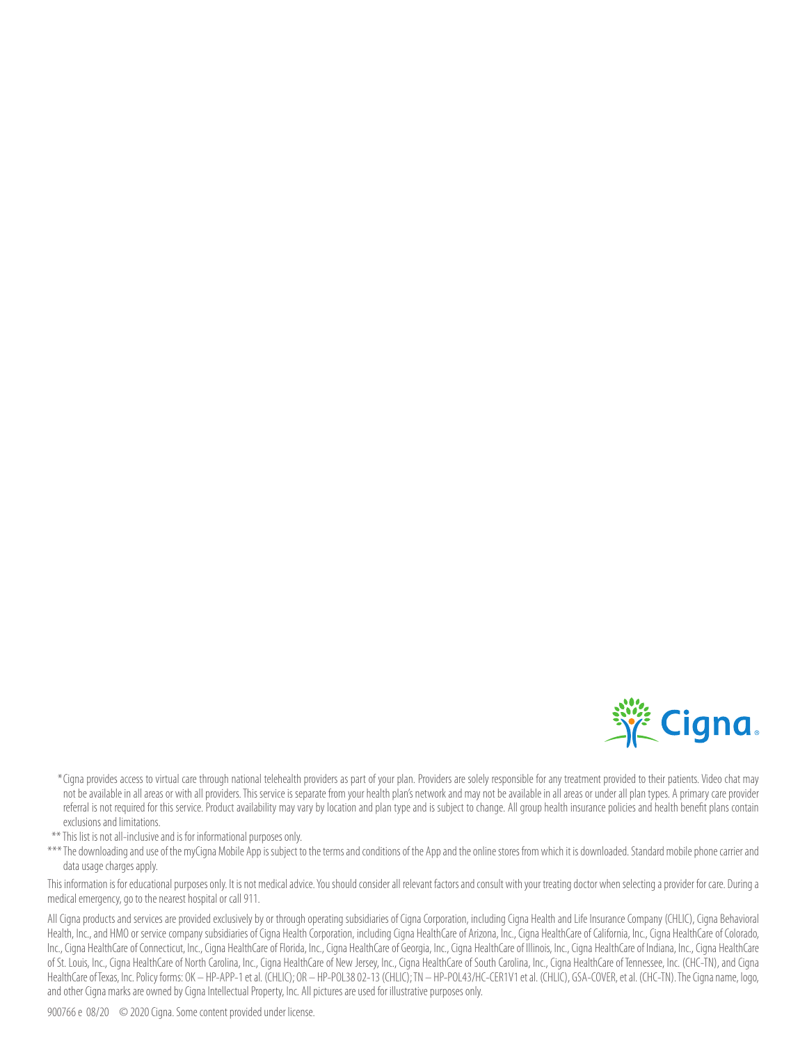Cigna.

\*Cigna provides access to virtual care through national telehealth providers as part of your plan. Providers are solely responsible for any treatment provided to their patients. Video chat may not be available in all areas or with all providers. This service is separate from your health plan's network and may not be available in all areas or under all plan types. A primary care provider referral is not required for this service. Product availability may vary by location and plan type and is subject to change. All group health insurance policies and health benefit plans contain exclusions and limitations.

\*\* This list is not all-inclusive and is for informational purposes only.

\*\*\* The downloading and use of the myCigna Mobile App is subject to the terms and conditions of the App and the online stores from which it is downloaded. Standard mobile phone carrier and data usage charges apply.

This information is for educational purposes only. It is not medical advice. You should consider all relevant factors and consult with your treating doctor when selecting a provider for care. During a medical emergency, go to the nearest hospital or call 911.

All Cigna products and services are provided exclusively by or through operating subsidiaries of Cigna Corporation, including Cigna Health and Life Insurance Company (CHLIC), Cigna Behavioral Health, Inc., and HMO or service company subsidiaries of Cigna Health Corporation, including Cigna HealthCare of Arizona, Inc., Cigna HealthCare of California, Inc., Cigna HealthCare of Colorado, Inc., Cigna HealthCare of Connecticut, Inc., Cigna HealthCare of Florida, Inc., Cigna HealthCare of Georgia, Inc., Cigna HealthCare of Illinois, Inc., Cigna HealthCare of Indiana, Inc., Cigna HealthCare of St. Louis, Inc., Cigna HealthCare of North Carolina, Inc., Cigna HealthCare of New Jersey, Inc., Cigna HealthCare of South Carolina, Inc., Cigna HealthCare of Tennessee, Inc. (CHC-TN), and Cigna HealthCare of Texas, Inc. Policy forms: OK – HP-APP-1 et al. (CHLIC); OR – HP-POL38 02-13 (CHLIC); TN – HP-POL43/HC-CER1V1 et al. (CHLIC), GSA-COVER, et al. (CHC-TN). The Cigna name, logo, and other Cigna marks are owned by Cigna Intellectual Property, Inc. All pictures are used for illustrative purposes only.

900766 e 08/20 © 2020 Cigna. Some content provided under license.